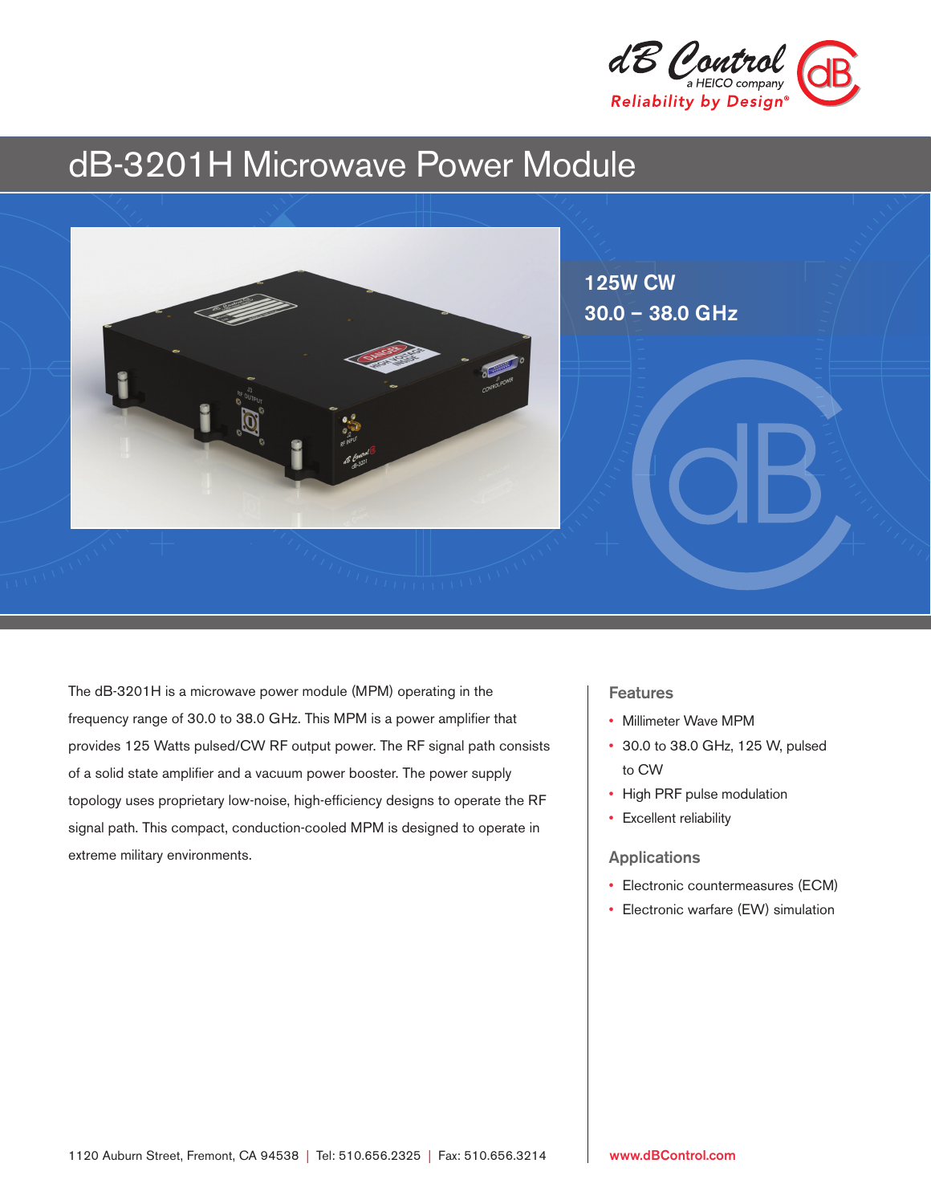dB Control
a HEICO company
Reliability by Design®

# dB-3201H Microwave Power Module

**125W CW**
**30.0 – 38.0 GHz**

The dB-3201H is a microwave power module (MPM) operating in the frequency range of 30.0 to 38.0 GHz. This MPM is a power amplifier that provides 125 Watts pulsed/CW RF output power. The RF signal path consists of a solid state amplifier and a vacuum power booster. The power supply topology uses proprietary low-noise, high-efficiency designs to operate the RF signal path. This compact, conduction-cooled MPM is designed to operate in extreme military environments.

## Features

- Millimeter Wave MPM
- 30.0 to 38.0 GHz, 125 W, pulsed to CW
- High PRF pulse modulation
- Excellent reliability

## Applications

- Electronic countermeasures (ECM)
- Electronic warfare (EW) simulation

1120 Auburn Street, Fremont, CA 94538 | Tel: 510.656.2325 | Fax: 510.656.3214

www.dBControl.com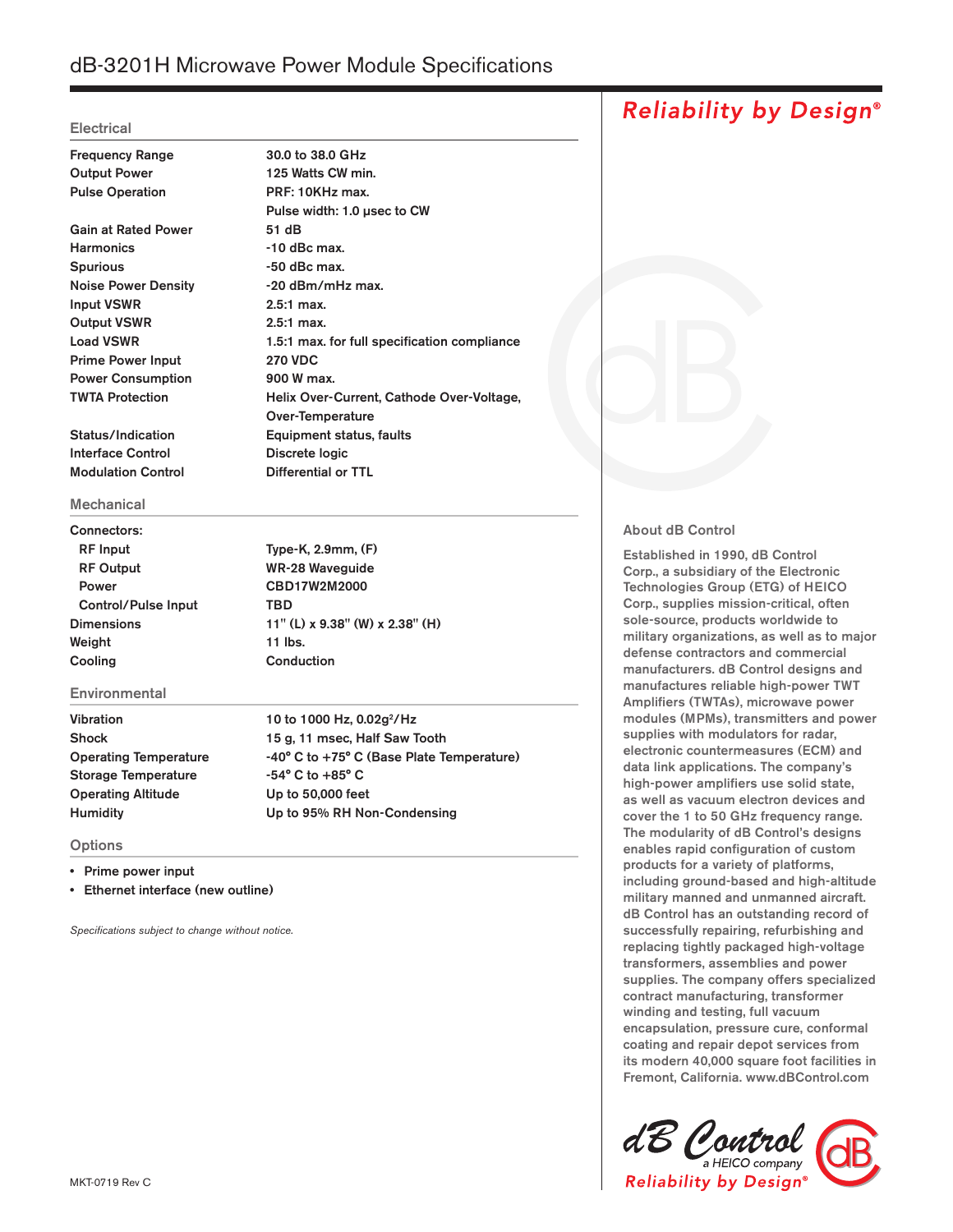# dB-3201H Microwave Power Module Specifications

## Electrical

| | |
|---|---|
| Frequency Range | 30.0 to 38.0 GHz |
| Output Power | 125 Watts CW min. |
| Pulse Operation | PRF: 10KHz max. |
| | Pulse width: 1.0 µsec to CW |
| Gain at Rated Power | 51 dB |
| Harmonics | -10 dBc max. |
| Spurious | -50 dBc max. |
| Noise Power Density | -20 dBm/mHz max. |
| Input VSWR | 2.5:1 max. |
| Output VSWR | 2.5:1 max. |
| Load VSWR | 1.5:1 max. for full specification compliance |
| Prime Power Input | 270 VDC |
| Power Consumption | 900 W max. |
| TWTA Protection | Helix Over-Current, Cathode Over-Voltage, Over-Temperature |
| Status/Indication | Equipment status, faults |
| Interface Control | Discrete logic |
| Modulation Control | Differential or TTL |

## Mechanical

| | |
|---|---|
| Connectors: | |
| RF Input | Type-K, 2.9mm, (F) |
| RF Output | WR-28 Waveguide |
| Power | CBD17W2M2000 |
| Control/Pulse Input | TBD |
| Dimensions | 11" (L) x 9.38" (W) x 2.38" (H) |
| Weight | 11 lbs. |
| Cooling | Conduction |

## Environmental

| | |
|---|---|
| Vibration | 10 to 1000 Hz, 0.02g²/Hz |
| Shock | 15 g, 11 msec, Half Saw Tooth |
| Operating Temperature | -40° C to +75° C (Base Plate Temperature) |
| Storage Temperature | -54° C to +85° C |
| Operating Altitude | Up to 50,000 feet |
| Humidity | Up to 95% RH Non-Condensing |

## Options

- Prime power input
- Ethernet interface (new outline)

*Specifications subject to change without notice.*

MKT-0719 Rev C

*Reliability by Design®*

## About dB Control

Established in 1990, dB Control Corp., a subsidiary of the Electronic Technologies Group (ETG) of HEICO Corp., supplies mission-critical, often sole-source, products worldwide to military organizations, as well as to major defense contractors and commercial manufacturers. dB Control designs and manufactures reliable high-power TWT Amplifiers (TWTAs), microwave power modules (MPMs), transmitters and power supplies with modulators for radar, electronic countermeasures (ECM) and data link applications. The company's high-power amplifiers use solid state, as well as vacuum electron devices and cover the 1 to 50 GHz frequency range. The modularity of dB Control's designs enables rapid configuration of custom products for a variety of platforms, including ground-based and high-altitude military manned and unmanned aircraft. dB Control has an outstanding record of successfully repairing, refurbishing and replacing tightly packaged high-voltage transformers, assemblies and power supplies. The company offers specialized contract manufacturing, transformer winding and testing, full vacuum encapsulation, pressure cure, conformal coating and repair depot services from its modern 40,000 square foot facilities in Fremont, California. www.dBControl.com

dB Control
a HEICO company
*Reliability by Design®*